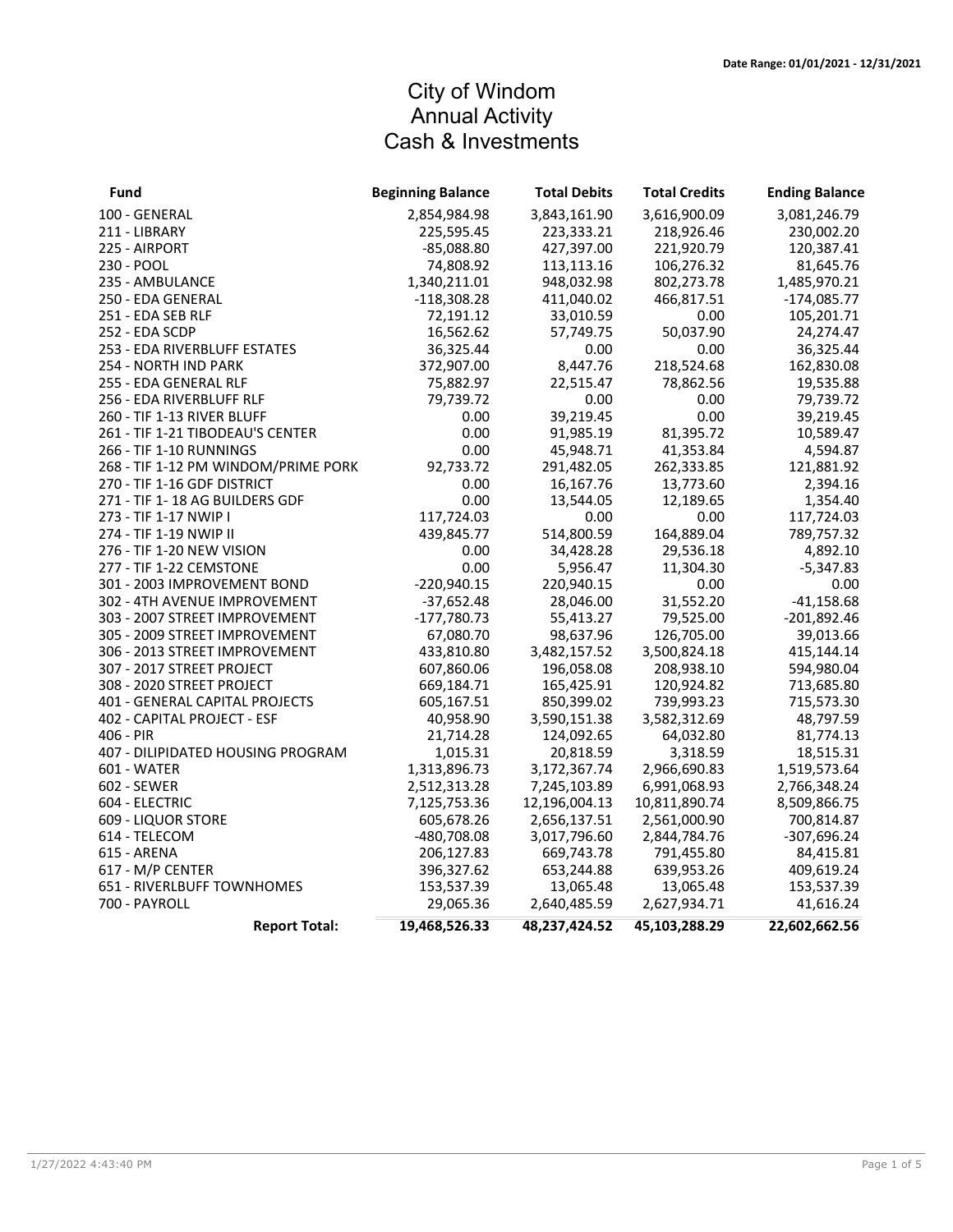Date Range: 01/01/2021 - 12/31/2021

# City of Windom
## Annual Activity
## Cash & Investments

| Fund | Beginning Balance | Total Debits | Total Credits | Ending Balance |
|---|---|---|---|---|
| 100 - GENERAL | 2,854,984.98 | 3,843,161.90 | 3,616,900.09 | 3,081,246.79 |
| 211 - LIBRARY | 225,595.45 | 223,333.21 | 218,926.46 | 230,002.20 |
| 225 - AIRPORT | -85,088.80 | 427,397.00 | 221,920.79 | 120,387.41 |
| 230 - POOL | 74,808.92 | 113,113.16 | 106,276.32 | 81,645.76 |
| 235 - AMBULANCE | 1,340,211.01 | 948,032.98 | 802,273.78 | 1,485,970.21 |
| 250 - EDA GENERAL | -118,308.28 | 411,040.02 | 466,817.51 | -174,085.77 |
| 251 - EDA SEB RLF | 72,191.12 | 33,010.59 | 0.00 | 105,201.71 |
| 252 - EDA SCDP | 16,562.62 | 57,749.75 | 50,037.90 | 24,274.47 |
| 253 - EDA RIVERBLUFF ESTATES | 36,325.44 | 0.00 | 0.00 | 36,325.44 |
| 254 - NORTH IND PARK | 372,907.00 | 8,447.76 | 218,524.68 | 162,830.08 |
| 255 - EDA GENERAL RLF | 75,882.97 | 22,515.47 | 78,862.56 | 19,535.88 |
| 256 - EDA RIVERBLUFF RLF | 79,739.72 | 0.00 | 0.00 | 79,739.72 |
| 260 - TIF 1-13 RIVER BLUFF | 0.00 | 39,219.45 | 0.00 | 39,219.45 |
| 261 - TIF 1-21 TIBODEAU'S CENTER | 0.00 | 91,985.19 | 81,395.72 | 10,589.47 |
| 266 - TIF 1-10 RUNNINGS | 0.00 | 45,948.71 | 41,353.84 | 4,594.87 |
| 268 - TIF 1-12 PM WINDOM/PRIME PORK | 92,733.72 | 291,482.05 | 262,333.85 | 121,881.92 |
| 270 - TIF 1-16 GDF DISTRICT | 0.00 | 16,167.76 | 13,773.60 | 2,394.16 |
| 271 - TIF 1- 18 AG BUILDERS GDF | 0.00 | 13,544.05 | 12,189.65 | 1,354.40 |
| 273 - TIF 1-17 NWIP I | 117,724.03 | 0.00 | 0.00 | 117,724.03 |
| 274 - TIF 1-19 NWIP II | 439,845.77 | 514,800.59 | 164,889.04 | 789,757.32 |
| 276 - TIF 1-20 NEW VISION | 0.00 | 34,428.28 | 29,536.18 | 4,892.10 |
| 277 - TIF 1-22 CEMSTONE | 0.00 | 5,956.47 | 11,304.30 | -5,347.83 |
| 301 - 2003 IMPROVEMENT BOND | -220,940.15 | 220,940.15 | 0.00 | 0.00 |
| 302 - 4TH AVENUE IMPROVEMENT | -37,652.48 | 28,046.00 | 31,552.20 | -41,158.68 |
| 303 - 2007 STREET IMPROVEMENT | -177,780.73 | 55,413.27 | 79,525.00 | -201,892.46 |
| 305 - 2009 STREET IMPROVEMENT | 67,080.70 | 98,637.96 | 126,705.00 | 39,013.66 |
| 306 - 2013 STREET IMPROVEMENT | 433,810.80 | 3,482,157.52 | 3,500,824.18 | 415,144.14 |
| 307 - 2017 STREET PROJECT | 607,860.06 | 196,058.08 | 208,938.10 | 594,980.04 |
| 308 - 2020 STREET PROJECT | 669,184.71 | 165,425.91 | 120,924.82 | 713,685.80 |
| 401 - GENERAL CAPITAL PROJECTS | 605,167.51 | 850,399.02 | 739,993.23 | 715,573.30 |
| 402 - CAPITAL PROJECT - ESF | 40,958.90 | 3,590,151.38 | 3,582,312.69 | 48,797.59 |
| 406 - PIR | 21,714.28 | 124,092.65 | 64,032.80 | 81,774.13 |
| 407 - DILIPIDATED HOUSING PROGRAM | 1,015.31 | 20,818.59 | 3,318.59 | 18,515.31 |
| 601 - WATER | 1,313,896.73 | 3,172,367.74 | 2,966,690.83 | 1,519,573.64 |
| 602 - SEWER | 2,512,313.28 | 7,245,103.89 | 6,991,068.93 | 2,766,348.24 |
| 604 - ELECTRIC | 7,125,753.36 | 12,196,004.13 | 10,811,890.74 | 8,509,866.75 |
| 609 - LIQUOR STORE | 605,678.26 | 2,656,137.51 | 2,561,000.90 | 700,814.87 |
| 614 - TELECOM | -480,708.08 | 3,017,796.60 | 2,844,784.76 | -307,696.24 |
| 615 - ARENA | 206,127.83 | 669,743.78 | 791,455.80 | 84,415.81 |
| 617 - M/P CENTER | 396,327.62 | 653,244.88 | 639,953.26 | 409,619.24 |
| 651 - RIVERLBUFF TOWNHOMES | 153,537.39 | 13,065.48 | 13,065.48 | 153,537.39 |
| 700 - PAYROLL | 29,065.36 | 2,640,485.59 | 2,627,934.71 | 41,616.24 |
| **Report Total:** | **19,468,526.33** | **48,237,424.52** | **45,103,288.29** | **22,602,662.56** |

1/27/2022 4:43:40 PM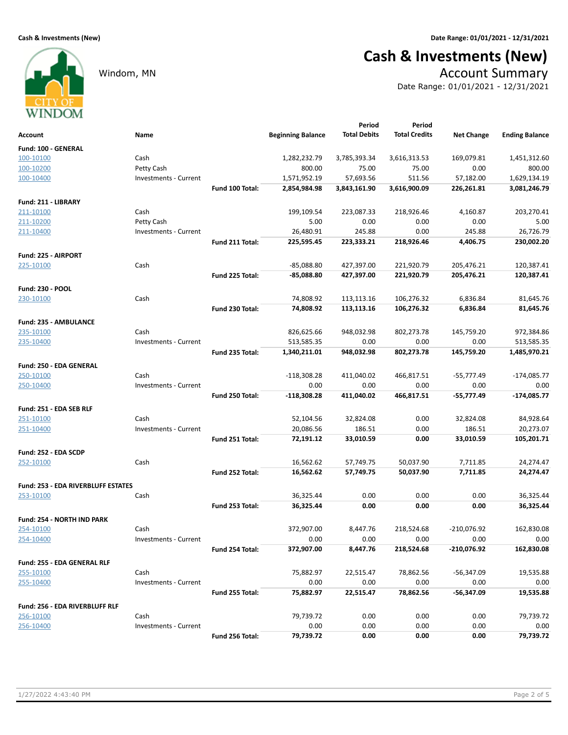# Cash & Investments (New)

Windom, MN

## Account Summary

Date Range: 01/01/2021 - 12/31/2021

| Account | Name | | Beginning Balance | Period Total Debits | Period Total Credits | Net Change | Ending Balance |
|---|---|---|---|---|---|---|---|
| **Fund: 100 - GENERAL** | | | | | | | |
| 100-10100 | Cash | | 1,282,232.79 | 3,785,393.34 | 3,616,313.53 | 169,079.81 | 1,451,312.60 |
| 100-10200 | Petty Cash | | 800.00 | 75.00 | 75.00 | 0.00 | 800.00 |
| 100-10400 | Investments - Current | | 1,571,952.19 | 57,693.56 | 511.56 | 57,182.00 | 1,629,134.19 |
| | | **Fund 100 Total:** | **2,854,984.98** | **3,843,161.90** | **3,616,900.09** | **226,261.81** | **3,081,246.79** |
| **Fund: 211 - LIBRARY** | | | | | | | |
| 211-10100 | Cash | | 199,109.54 | 223,087.33 | 218,926.46 | 4,160.87 | 203,270.41 |
| 211-10200 | Petty Cash | | 5.00 | 0.00 | 0.00 | 0.00 | 5.00 |
| 211-10400 | Investments - Current | | 26,480.91 | 245.88 | 0.00 | 245.88 | 26,726.79 |
| | | **Fund 211 Total:** | **225,595.45** | **223,333.21** | **218,926.46** | **4,406.75** | **230,002.20** |
| **Fund: 225 - AIRPORT** | | | | | | | |
| 225-10100 | Cash | | -85,088.80 | 427,397.00 | 221,920.79 | 205,476.21 | 120,387.41 |
| | | **Fund 225 Total:** | **-85,088.80** | **427,397.00** | **221,920.79** | **205,476.21** | **120,387.41** |
| **Fund: 230 - POOL** | | | | | | | |
| 230-10100 | Cash | | 74,808.92 | 113,113.16 | 106,276.32 | 6,836.84 | 81,645.76 |
| | | **Fund 230 Total:** | **74,808.92** | **113,113.16** | **106,276.32** | **6,836.84** | **81,645.76** |
| **Fund: 235 - AMBULANCE** | | | | | | | |
| 235-10100 | Cash | | 826,625.66 | 948,032.98 | 802,273.78 | 145,759.20 | 972,384.86 |
| 235-10400 | Investments - Current | | 513,585.35 | 0.00 | 0.00 | 0.00 | 513,585.35 |
| | | **Fund 235 Total:** | **1,340,211.01** | **948,032.98** | **802,273.78** | **145,759.20** | **1,485,970.21** |
| **Fund: 250 - EDA GENERAL** | | | | | | | |
| 250-10100 | Cash | | -118,308.28 | 411,040.02 | 466,817.51 | -55,777.49 | -174,085.77 |
| 250-10400 | Investments - Current | | 0.00 | 0.00 | 0.00 | 0.00 | 0.00 |
| | | **Fund 250 Total:** | **-118,308.28** | **411,040.02** | **466,817.51** | **-55,777.49** | **-174,085.77** |
| **Fund: 251 - EDA SEB RLF** | | | | | | | |
| 251-10100 | Cash | | 52,104.56 | 32,824.08 | 0.00 | 32,824.08 | 84,928.64 |
| 251-10400 | Investments - Current | | 20,086.56 | 186.51 | 0.00 | 186.51 | 20,273.07 |
| | | **Fund 251 Total:** | **72,191.12** | **33,010.59** | **0.00** | **33,010.59** | **105,201.71** |
| **Fund: 252 - EDA SCDP** | | | | | | | |
| 252-10100 | Cash | | 16,562.62 | 57,749.75 | 50,037.90 | 7,711.85 | 24,274.47 |
| | | **Fund 252 Total:** | **16,562.62** | **57,749.75** | **50,037.90** | **7,711.85** | **24,274.47** |
| **Fund: 253 - EDA RIVERBLUFF ESTATES** | | | | | | | |
| 253-10100 | Cash | | 36,325.44 | 0.00 | 0.00 | 0.00 | 36,325.44 |
| | | **Fund 253 Total:** | **36,325.44** | **0.00** | **0.00** | **0.00** | **36,325.44** |
| **Fund: 254 - NORTH IND PARK** | | | | | | | |
| 254-10100 | Cash | | 372,907.00 | 8,447.76 | 218,524.68 | -210,076.92 | 162,830.08 |
| 254-10400 | Investments - Current | | 0.00 | 0.00 | 0.00 | 0.00 | 0.00 |
| | | **Fund 254 Total:** | **372,907.00** | **8,447.76** | **218,524.68** | **-210,076.92** | **162,830.08** |
| **Fund: 255 - EDA GENERAL RLF** | | | | | | | |
| 255-10100 | Cash | | 75,882.97 | 22,515.47 | 78,862.56 | -56,347.09 | 19,535.88 |
| 255-10400 | Investments - Current | | 0.00 | 0.00 | 0.00 | 0.00 | 0.00 |
| | | **Fund 255 Total:** | **75,882.97** | **22,515.47** | **78,862.56** | **-56,347.09** | **19,535.88** |
| **Fund: 256 - EDA RIVERBLUFF RLF** | | | | | | | |
| 256-10100 | Cash | | 79,739.72 | 0.00 | 0.00 | 0.00 | 79,739.72 |
| 256-10400 | Investments - Current | | 0.00 | 0.00 | 0.00 | 0.00 | 0.00 |
| | | **Fund 256 Total:** | **79,739.72** | **0.00** | **0.00** | **0.00** | **79,739.72** |

1/27/2022 4:43:40 PM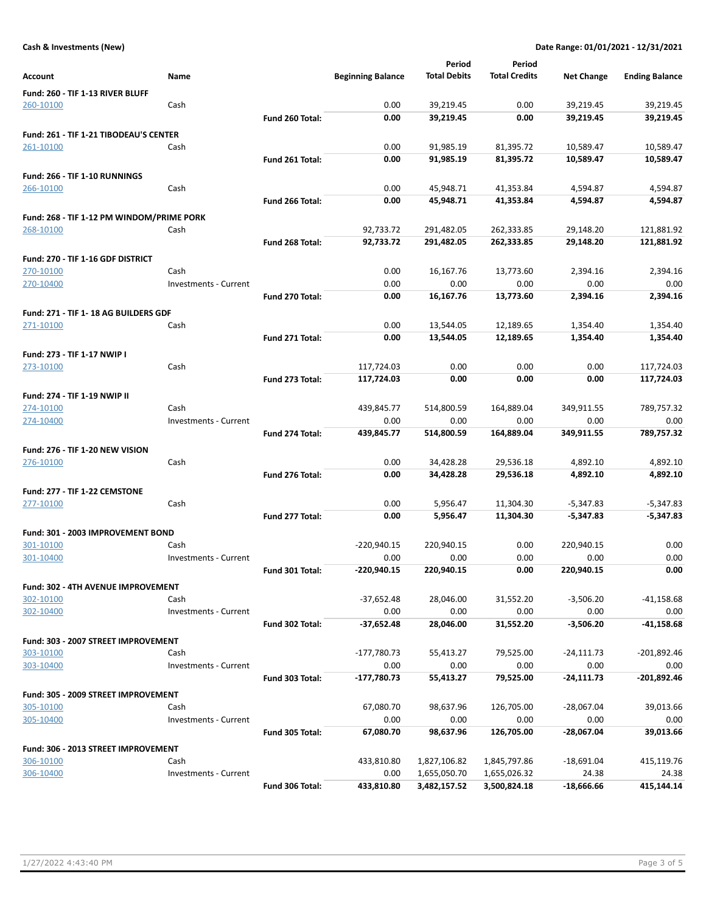**Cash & Investments (New)** — **Date Range: 01/01/2021 - 12/31/2021**

| Account | Name | | Beginning Balance | Period Total Debits | Period Total Credits | Net Change | Ending Balance |
|---|---|---|---|---|---|---|---|
| **Fund: 260 - TIF 1-13 RIVER BLUFF** | | | | | | | |
| 260-10100 | Cash | | 0.00 | 39,219.45 | 0.00 | 39,219.45 | 39,219.45 |
| | | **Fund 260 Total:** | **0.00** | **39,219.45** | **0.00** | **39,219.45** | **39,219.45** |
| **Fund: 261 - TIF 1-21 TIBODEAU'S CENTER** | | | | | | | |
| 261-10100 | Cash | | 0.00 | 91,985.19 | 81,395.72 | 10,589.47 | 10,589.47 |
| | | **Fund 261 Total:** | **0.00** | **91,985.19** | **81,395.72** | **10,589.47** | **10,589.47** |
| **Fund: 266 - TIF 1-10 RUNNINGS** | | | | | | | |
| 266-10100 | Cash | | 0.00 | 45,948.71 | 41,353.84 | 4,594.87 | 4,594.87 |
| | | **Fund 266 Total:** | **0.00** | **45,948.71** | **41,353.84** | **4,594.87** | **4,594.87** |
| **Fund: 268 - TIF 1-12 PM WINDOM/PRIME PORK** | | | | | | | |
| 268-10100 | Cash | | 92,733.72 | 291,482.05 | 262,333.85 | 29,148.20 | 121,881.92 |
| | | **Fund 268 Total:** | **92,733.72** | **291,482.05** | **262,333.85** | **29,148.20** | **121,881.92** |
| **Fund: 270 - TIF 1-16 GDF DISTRICT** | | | | | | | |
| 270-10100 | Cash | | 0.00 | 16,167.76 | 13,773.60 | 2,394.16 | 2,394.16 |
| 270-10400 | Investments - Current | | 0.00 | 0.00 | 0.00 | 0.00 | 0.00 |
| | | **Fund 270 Total:** | **0.00** | **16,167.76** | **13,773.60** | **2,394.16** | **2,394.16** |
| **Fund: 271 - TIF 1- 18 AG BUILDERS GDF** | | | | | | | |
| 271-10100 | Cash | | 0.00 | 13,544.05 | 12,189.65 | 1,354.40 | 1,354.40 |
| | | **Fund 271 Total:** | **0.00** | **13,544.05** | **12,189.65** | **1,354.40** | **1,354.40** |
| **Fund: 273 - TIF 1-17 NWIP I** | | | | | | | |
| 273-10100 | Cash | | 117,724.03 | 0.00 | 0.00 | 0.00 | 117,724.03 |
| | | **Fund 273 Total:** | **117,724.03** | **0.00** | **0.00** | **0.00** | **117,724.03** |
| **Fund: 274 - TIF 1-19 NWIP II** | | | | | | | |
| 274-10100 | Cash | | 439,845.77 | 514,800.59 | 164,889.04 | 349,911.55 | 789,757.32 |
| 274-10400 | Investments - Current | | 0.00 | 0.00 | 0.00 | 0.00 | 0.00 |
| | | **Fund 274 Total:** | **439,845.77** | **514,800.59** | **164,889.04** | **349,911.55** | **789,757.32** |
| **Fund: 276 - TIF 1-20 NEW VISION** | | | | | | | |
| 276-10100 | Cash | | 0.00 | 34,428.28 | 29,536.18 | 4,892.10 | 4,892.10 |
| | | **Fund 276 Total:** | **0.00** | **34,428.28** | **29,536.18** | **4,892.10** | **4,892.10** |
| **Fund: 277 - TIF 1-22 CEMSTONE** | | | | | | | |
| 277-10100 | Cash | | 0.00 | 5,956.47 | 11,304.30 | -5,347.83 | -5,347.83 |
| | | **Fund 277 Total:** | **0.00** | **5,956.47** | **11,304.30** | **-5,347.83** | **-5,347.83** |
| **Fund: 301 - 2003 IMPROVEMENT BOND** | | | | | | | |
| 301-10100 | Cash | | -220,940.15 | 220,940.15 | 0.00 | 220,940.15 | 0.00 |
| 301-10400 | Investments - Current | | 0.00 | 0.00 | 0.00 | 0.00 | 0.00 |
| | | **Fund 301 Total:** | **-220,940.15** | **220,940.15** | **0.00** | **220,940.15** | **0.00** |
| **Fund: 302 - 4TH AVENUE IMPROVEMENT** | | | | | | | |
| 302-10100 | Cash | | -37,652.48 | 28,046.00 | 31,552.20 | -3,506.20 | -41,158.68 |
| 302-10400 | Investments - Current | | 0.00 | 0.00 | 0.00 | 0.00 | 0.00 |
| | | **Fund 302 Total:** | **-37,652.48** | **28,046.00** | **31,552.20** | **-3,506.20** | **-41,158.68** |
| **Fund: 303 - 2007 STREET IMPROVEMENT** | | | | | | | |
| 303-10100 | Cash | | -177,780.73 | 55,413.27 | 79,525.00 | -24,111.73 | -201,892.46 |
| 303-10400 | Investments - Current | | 0.00 | 0.00 | 0.00 | 0.00 | 0.00 |
| | | **Fund 303 Total:** | **-177,780.73** | **55,413.27** | **79,525.00** | **-24,111.73** | **-201,892.46** |
| **Fund: 305 - 2009 STREET IMPROVEMENT** | | | | | | | |
| 305-10100 | Cash | | 67,080.70 | 98,637.96 | 126,705.00 | -28,067.04 | 39,013.66 |
| 305-10400 | Investments - Current | | 0.00 | 0.00 | 0.00 | 0.00 | 0.00 |
| | | **Fund 305 Total:** | **67,080.70** | **98,637.96** | **126,705.00** | **-28,067.04** | **39,013.66** |
| **Fund: 306 - 2013 STREET IMPROVEMENT** | | | | | | | |
| 306-10100 | Cash | | 433,810.80 | 1,827,106.82 | 1,845,797.86 | -18,691.04 | 415,119.76 |
| 306-10400 | Investments - Current | | 0.00 | 1,655,050.70 | 1,655,026.32 | 24.38 | 24.38 |
| | | **Fund 306 Total:** | **433,810.80** | **3,482,157.52** | **3,500,824.18** | **-18,666.66** | **415,144.14** |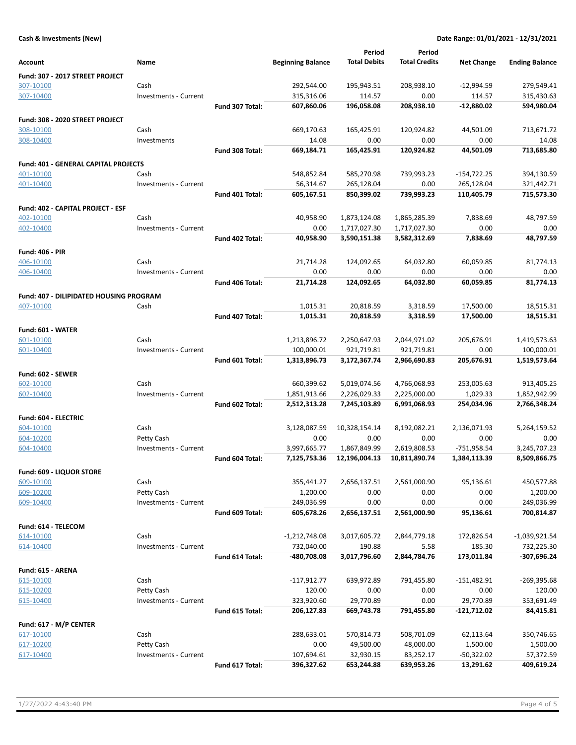**Cash & Investments (New)** | **Date Range: 01/01/2021 - 12/31/2021**

| Account | Name | | Beginning Balance | Period Total Debits | Period Total Credits | Net Change | Ending Balance |
|---|---|---|---|---|---|---|---|
| **Fund: 307 - 2017 STREET PROJECT** | | | | | | | |
| 307-10100 | Cash | | 292,544.00 | 195,943.51 | 208,938.10 | -12,994.59 | 279,549.41 |
| 307-10400 | Investments - Current | | 315,316.06 | 114.57 | 0.00 | 114.57 | 315,430.63 |
| | | **Fund 307 Total:** | **607,860.06** | **196,058.08** | **208,938.10** | **-12,880.02** | **594,980.04** |
| **Fund: 308 - 2020 STREET PROJECT** | | | | | | | |
| 308-10100 | Cash | | 669,170.63 | 165,425.91 | 120,924.82 | 44,501.09 | 713,671.72 |
| 308-10400 | Investments | | 14.08 | 0.00 | 0.00 | 0.00 | 14.08 |
| | | **Fund 308 Total:** | **669,184.71** | **165,425.91** | **120,924.82** | **44,501.09** | **713,685.80** |
| **Fund: 401 - GENERAL CAPITAL PROJECTS** | | | | | | | |
| 401-10100 | Cash | | 548,852.84 | 585,270.98 | 739,993.23 | -154,722.25 | 394,130.59 |
| 401-10400 | Investments - Current | | 56,314.67 | 265,128.04 | 0.00 | 265,128.04 | 321,442.71 |
| | | **Fund 401 Total:** | **605,167.51** | **850,399.02** | **739,993.23** | **110,405.79** | **715,573.30** |
| **Fund: 402 - CAPITAL PROJECT - ESF** | | | | | | | |
| 402-10100 | Cash | | 40,958.90 | 1,873,124.08 | 1,865,285.39 | 7,838.69 | 48,797.59 |
| 402-10400 | Investments - Current | | 0.00 | 1,717,027.30 | 1,717,027.30 | 0.00 | 0.00 |
| | | **Fund 402 Total:** | **40,958.90** | **3,590,151.38** | **3,582,312.69** | **7,838.69** | **48,797.59** |
| **Fund: 406 - PIR** | | | | | | | |
| 406-10100 | Cash | | 21,714.28 | 124,092.65 | 64,032.80 | 60,059.85 | 81,774.13 |
| 406-10400 | Investments - Current | | 0.00 | 0.00 | 0.00 | 0.00 | 0.00 |
| | | **Fund 406 Total:** | **21,714.28** | **124,092.65** | **64,032.80** | **60,059.85** | **81,774.13** |
| **Fund: 407 - DILIPIDATED HOUSING PROGRAM** | | | | | | | |
| 407-10100 | Cash | | 1,015.31 | 20,818.59 | 3,318.59 | 17,500.00 | 18,515.31 |
| | | **Fund 407 Total:** | **1,015.31** | **20,818.59** | **3,318.59** | **17,500.00** | **18,515.31** |
| **Fund: 601 - WATER** | | | | | | | |
| 601-10100 | Cash | | 1,213,896.72 | 2,250,647.93 | 2,044,971.02 | 205,676.91 | 1,419,573.63 |
| 601-10400 | Investments - Current | | 100,000.01 | 921,719.81 | 921,719.81 | 0.00 | 100,000.01 |
| | | **Fund 601 Total:** | **1,313,896.73** | **3,172,367.74** | **2,966,690.83** | **205,676.91** | **1,519,573.64** |
| **Fund: 602 - SEWER** | | | | | | | |
| 602-10100 | Cash | | 660,399.62 | 5,019,074.56 | 4,766,068.93 | 253,005.63 | 913,405.25 |
| 602-10400 | Investments - Current | | 1,851,913.66 | 2,226,029.33 | 2,225,000.00 | 1,029.33 | 1,852,942.99 |
| | | **Fund 602 Total:** | **2,512,313.28** | **7,245,103.89** | **6,991,068.93** | **254,034.96** | **2,766,348.24** |
| **Fund: 604 - ELECTRIC** | | | | | | | |
| 604-10100 | Cash | | 3,128,087.59 | 10,328,154.14 | 8,192,082.21 | 2,136,071.93 | 5,264,159.52 |
| 604-10200 | Petty Cash | | 0.00 | 0.00 | 0.00 | 0.00 | 0.00 |
| 604-10400 | Investments - Current | | 3,997,665.77 | 1,867,849.99 | 2,619,808.53 | -751,958.54 | 3,245,707.23 |
| | | **Fund 604 Total:** | **7,125,753.36** | **12,196,004.13** | **10,811,890.74** | **1,384,113.39** | **8,509,866.75** |
| **Fund: 609 - LIQUOR STORE** | | | | | | | |
| 609-10100 | Cash | | 355,441.27 | 2,656,137.51 | 2,561,000.90 | 95,136.61 | 450,577.88 |
| 609-10200 | Petty Cash | | 1,200.00 | 0.00 | 0.00 | 0.00 | 1,200.00 |
| 609-10400 | Investments - Current | | 249,036.99 | 0.00 | 0.00 | 0.00 | 249,036.99 |
| | | **Fund 609 Total:** | **605,678.26** | **2,656,137.51** | **2,561,000.90** | **95,136.61** | **700,814.87** |
| **Fund: 614 - TELECOM** | | | | | | | |
| 614-10100 | Cash | | -1,212,748.08 | 3,017,605.72 | 2,844,779.18 | 172,826.54 | -1,039,921.54 |
| 614-10400 | Investments - Current | | 732,040.00 | 190.88 | 5.58 | 185.30 | 732,225.30 |
| | | **Fund 614 Total:** | **-480,708.08** | **3,017,796.60** | **2,844,784.76** | **173,011.84** | **-307,696.24** |
| **Fund: 615 - ARENA** | | | | | | | |
| 615-10100 | Cash | | -117,912.77 | 639,972.89 | 791,455.80 | -151,482.91 | -269,395.68 |
| 615-10200 | Petty Cash | | 120.00 | 0.00 | 0.00 | 0.00 | 120.00 |
| 615-10400 | Investments - Current | | 323,920.60 | 29,770.89 | 0.00 | 29,770.89 | 353,691.49 |
| | | **Fund 615 Total:** | **206,127.83** | **669,743.78** | **791,455.80** | **-121,712.02** | **84,415.81** |
| **Fund: 617 - M/P CENTER** | | | | | | | |
| 617-10100 | Cash | | 288,633.01 | 570,814.73 | 508,701.09 | 62,113.64 | 350,746.65 |
| 617-10200 | Petty Cash | | 0.00 | 49,500.00 | 48,000.00 | 1,500.00 | 1,500.00 |
| 617-10400 | Investments - Current | | 107,694.61 | 32,930.15 | 83,252.17 | -50,322.02 | 57,372.59 |
| | | **Fund 617 Total:** | **396,327.62** | **653,244.88** | **639,953.26** | **13,291.62** | **409,619.24** |

1/27/2022 4:43:40 PM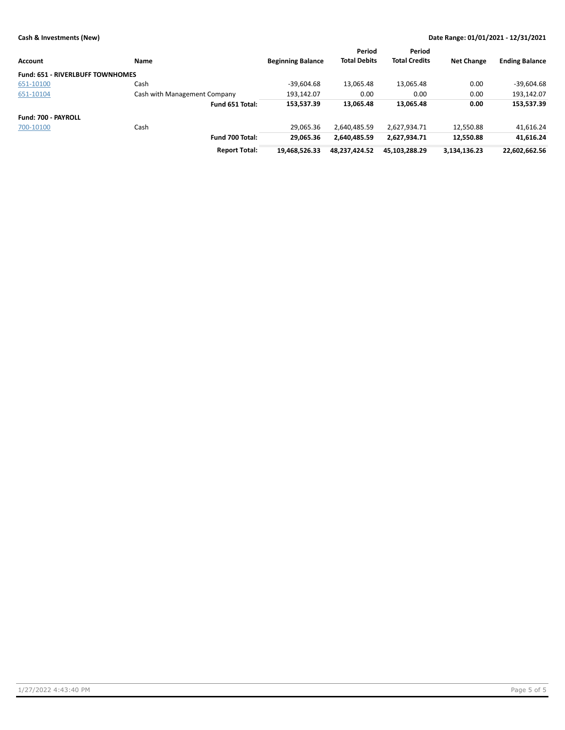**Cash & Investments (New)** | **Date Range: 01/01/2021 - 12/31/2021**

| Account | Name | Beginning Balance | Period Total Debits | Period Total Credits | Net Change | Ending Balance |
|---|---|---|---|---|---|---|
| **Fund: 651 - RIVERLBUFF TOWNHOMES** | | | | | | |
| 651-10100 | Cash | -39,604.68 | 13,065.48 | 13,065.48 | 0.00 | -39,604.68 |
| 651-10104 | Cash with Management Company | 193,142.07 | 0.00 | 0.00 | 0.00 | 193,142.07 |
| | **Fund 651 Total:** | **153,537.39** | **13,065.48** | **13,065.48** | **0.00** | **153,537.39** |
| **Fund: 700 - PAYROLL** | | | | | | |
| 700-10100 | Cash | 29,065.36 | 2,640,485.59 | 2,627,934.71 | 12,550.88 | 41,616.24 |
| | **Fund 700 Total:** | **29,065.36** | **2,640,485.59** | **2,627,934.71** | **12,550.88** | **41,616.24** |
| | **Report Total:** | **19,468,526.33** | **48,237,424.52** | **45,103,288.29** | **3,134,136.23** | **22,602,662.56** |

1/27/2022 4:43:40 PM